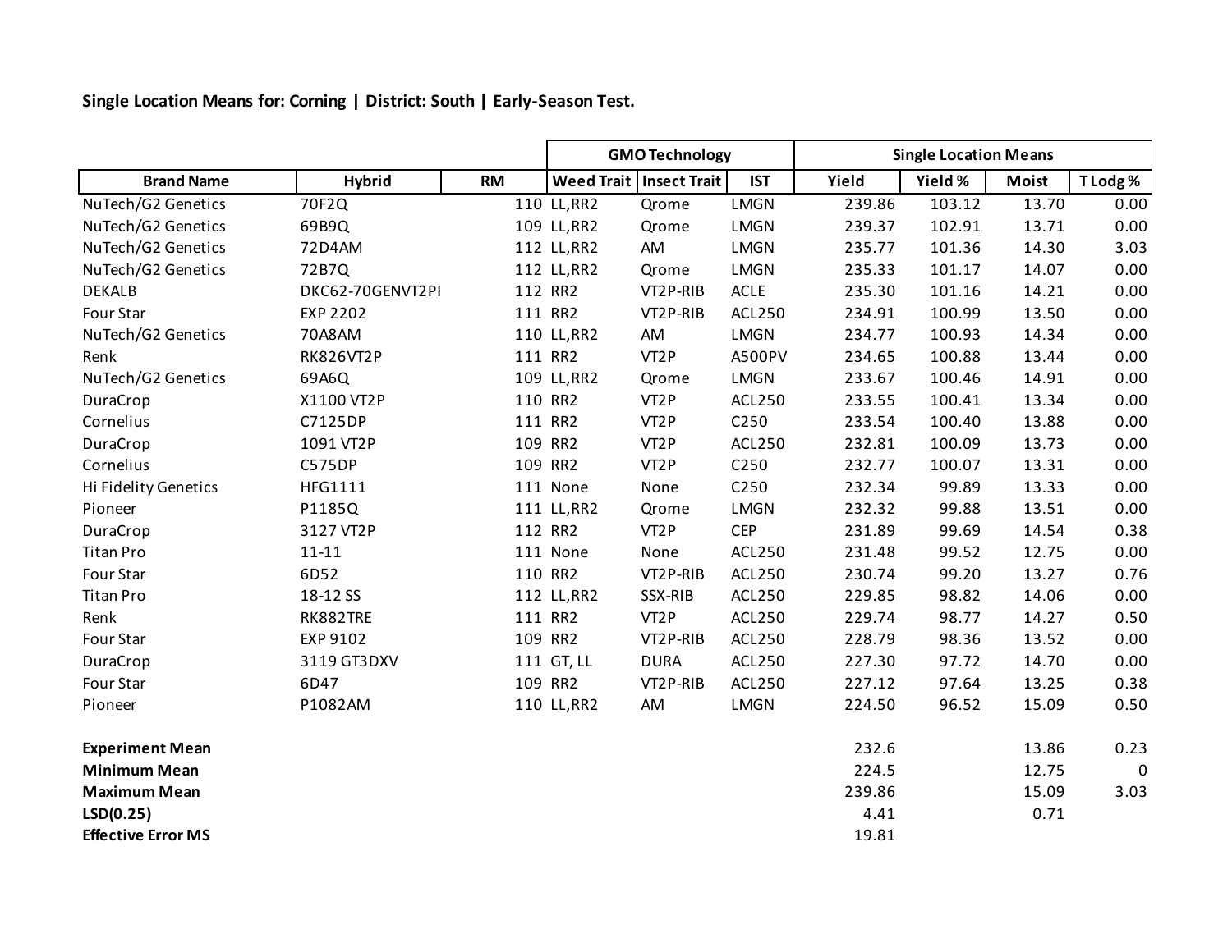**Single Location Means for: Corning | District: South | Early-Season Test.**

| | | | GMO Technology | | | Single Location Means | | | |
|---|---|---|---|---|---|---|---|---|---|
| **Brand Name** | **Hybrid** | **RM** | **Weed Trait** | **Insect Trait** | **IST** | **Yield** | **Yield %** | **Moist** | **T Lodg %** |
| NuTech/G2 Genetics | 70F2Q | 110 | LL,RR2 | Qrome | LMGN | 239.86 | 103.12 | 13.70 | 0.00 |
| NuTech/G2 Genetics | 69B9Q | 109 | LL,RR2 | Qrome | LMGN | 239.37 | 102.91 | 13.71 | 0.00 |
| NuTech/G2 Genetics | 72D4AM | 112 | LL,RR2 | AM | LMGN | 235.77 | 101.36 | 14.30 | 3.03 |
| NuTech/G2 Genetics | 72B7Q | 112 | LL,RR2 | Qrome | LMGN | 235.33 | 101.17 | 14.07 | 0.00 |
| DEKALB | DKC62-70GENVT2PI | 112 | RR2 | VT2P-RIB | ACLE | 235.30 | 101.16 | 14.21 | 0.00 |
| Four Star | EXP 2202 | 111 | RR2 | VT2P-RIB | ACL250 | 234.91 | 100.99 | 13.50 | 0.00 |
| NuTech/G2 Genetics | 70A8AM | 110 | LL,RR2 | AM | LMGN | 234.77 | 100.93 | 14.34 | 0.00 |
| Renk | RK826VT2P | 111 | RR2 | VT2P | A500PV | 234.65 | 100.88 | 13.44 | 0.00 |
| NuTech/G2 Genetics | 69A6Q | 109 | LL,RR2 | Qrome | LMGN | 233.67 | 100.46 | 14.91 | 0.00 |
| DuraCrop | X1100 VT2P | 110 | RR2 | VT2P | ACL250 | 233.55 | 100.41 | 13.34 | 0.00 |
| Cornelius | C7125DP | 111 | RR2 | VT2P | C250 | 233.54 | 100.40 | 13.88 | 0.00 |
| DuraCrop | 1091 VT2P | 109 | RR2 | VT2P | ACL250 | 232.81 | 100.09 | 13.73 | 0.00 |
| Cornelius | C575DP | 109 | RR2 | VT2P | C250 | 232.77 | 100.07 | 13.31 | 0.00 |
| Hi Fidelity Genetics | HFG1111 | 111 | None | None | C250 | 232.34 | 99.89 | 13.33 | 0.00 |
| Pioneer | P1185Q | 111 | LL,RR2 | Qrome | LMGN | 232.32 | 99.88 | 13.51 | 0.00 |
| DuraCrop | 3127 VT2P | 112 | RR2 | VT2P | CEP | 231.89 | 99.69 | 14.54 | 0.38 |
| Titan Pro | 11-11 | 111 | None | None | ACL250 | 231.48 | 99.52 | 12.75 | 0.00 |
| Four Star | 6D52 | 110 | RR2 | VT2P-RIB | ACL250 | 230.74 | 99.20 | 13.27 | 0.76 |
| Titan Pro | 18-12 SS | 112 | LL,RR2 | SSX-RIB | ACL250 | 229.85 | 98.82 | 14.06 | 0.00 |
| Renk | RK882TRE | 111 | RR2 | VT2P | ACL250 | 229.74 | 98.77 | 14.27 | 0.50 |
| Four Star | EXP 9102 | 109 | RR2 | VT2P-RIB | ACL250 | 228.79 | 98.36 | 13.52 | 0.00 |
| DuraCrop | 3119 GT3DXV | 111 | GT, LL | DURA | ACL250 | 227.30 | 97.72 | 14.70 | 0.00 |
| Four Star | 6D47 | 109 | RR2 | VT2P-RIB | ACL250 | 227.12 | 97.64 | 13.25 | 0.38 |
| Pioneer | P1082AM | 110 | LL,RR2 | AM | LMGN | 224.50 | 96.52 | 15.09 | 0.50 |
| | | | | | | | | | |
| **Experiment Mean** | | | | | | 232.6 | | 13.86 | 0.23 |
| **Minimum Mean** | | | | | | 224.5 | | 12.75 | 0 |
| **Maximum Mean** | | | | | | 239.86 | | 15.09 | 3.03 |
| **LSD(0.25)** | | | | | | 4.41 | | 0.71 | |
| **Effective Error MS** | | | | | | 19.81 | | | |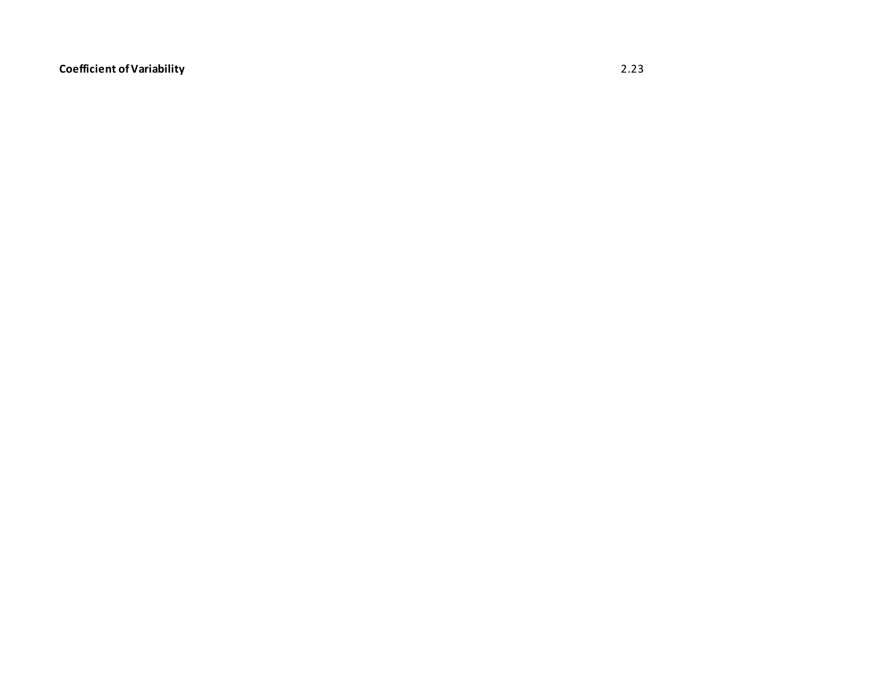| | |
|---|---|
| **Coefficient of Variability** | 2.23 |